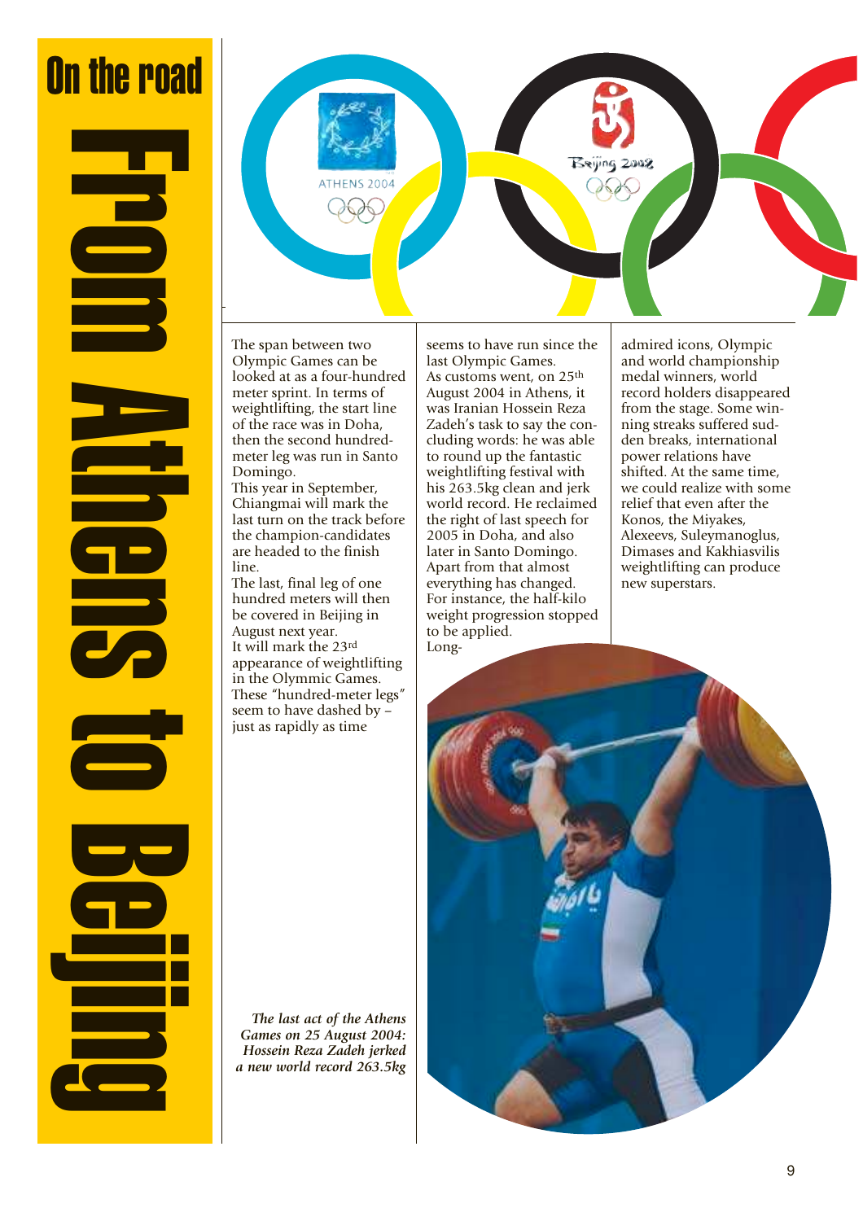# On the road

# From Athens to Beijing

The span between two Olympic Games can be looked at as a four-hundred meter sprint. In terms of weightlifting, the start line of the race was in Doha, then the second hundred-meter leg was run in Santo Domingo.

This year in September, Chiangmai will mark the last turn on the track before the champion-candidates are headed to the finish line.

The last, final leg of one hundred meters will then be covered in Beijing in August next year.

It will mark the 23rd appearance of weightlifting in the Olymmic Games.

These "hundred-meter legs" seem to have dashed by – just as rapidly as time seems to have run since the last Olympic Games.

As customs went, on 25th August 2004 in Athens, it was Iranian Hossein Reza Zadeh's task to say the concluding words: he was able to round up the fantastic weightlifting festival with his 263.5kg clean and jerk world record. He reclaimed the right of last speech for 2005 in Doha, and also later in Santo Domingo.

Apart from that almost everything has changed. For instance, the half-kilo weight progression stopped to be applied.

Long-admired icons, Olympic and world championship medal winners, world record holders disappeared from the stage. Some winning streaks suffered sudden breaks, international power relations have shifted. At the same time, we could realize with some relief that even after the Konos, the Miyakes, Alexeevs, Suleymanoglus, Dimases and Kakhiasvilis weightlifting can produce new superstars.

*The last act of the Athens Games on 25 August 2004: Hossein Reza Zadeh jerked a new world record 263.5kg*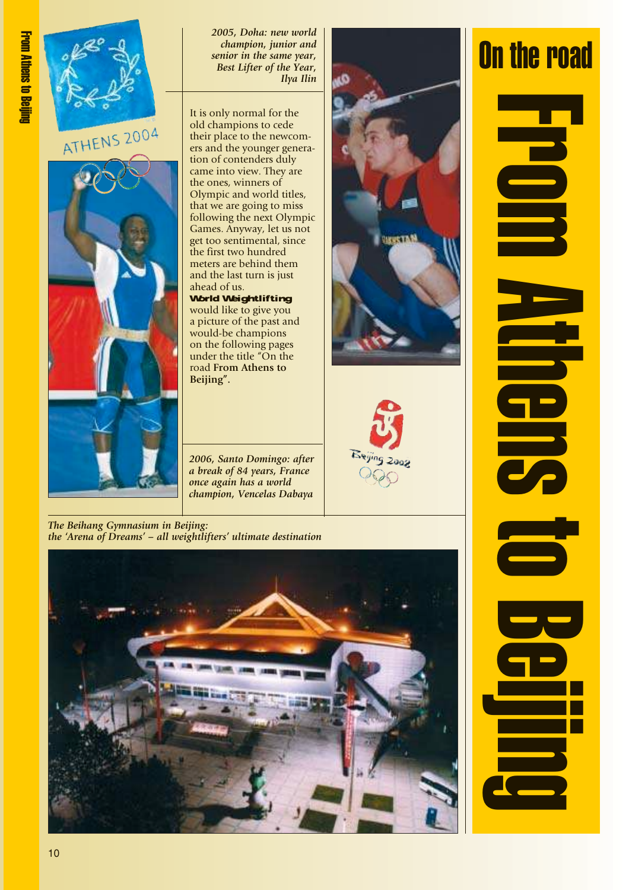# On the road

# From Athens to Beijing

*2005, Doha: new world champion, junior and senior in the same year, Best Lifter of the Year, Ilya Ilin*

It is only normal for the old champions to cede their place to the newcomers and the younger generation of contenders duly came into view. They are the ones, winners of Olympic and world titles, that we are going to miss following the next Olympic Games. Anyway, let us not get too sentimental, since the first two hundred meters are behind them and the last turn is just ahead of us.

**World Weightlifting** would like to give you a picture of the past and would-be champions on the following pages under the title "On the road **From Athens to Beijing**".

*2006, Santo Domingo: after a break of 84 years, France once again has a world champion, Vencelas Dabaya*

*The Beihang Gymnasium in Beijing: the 'Arena of Dreams' – all weightlifters' ultimate destination*